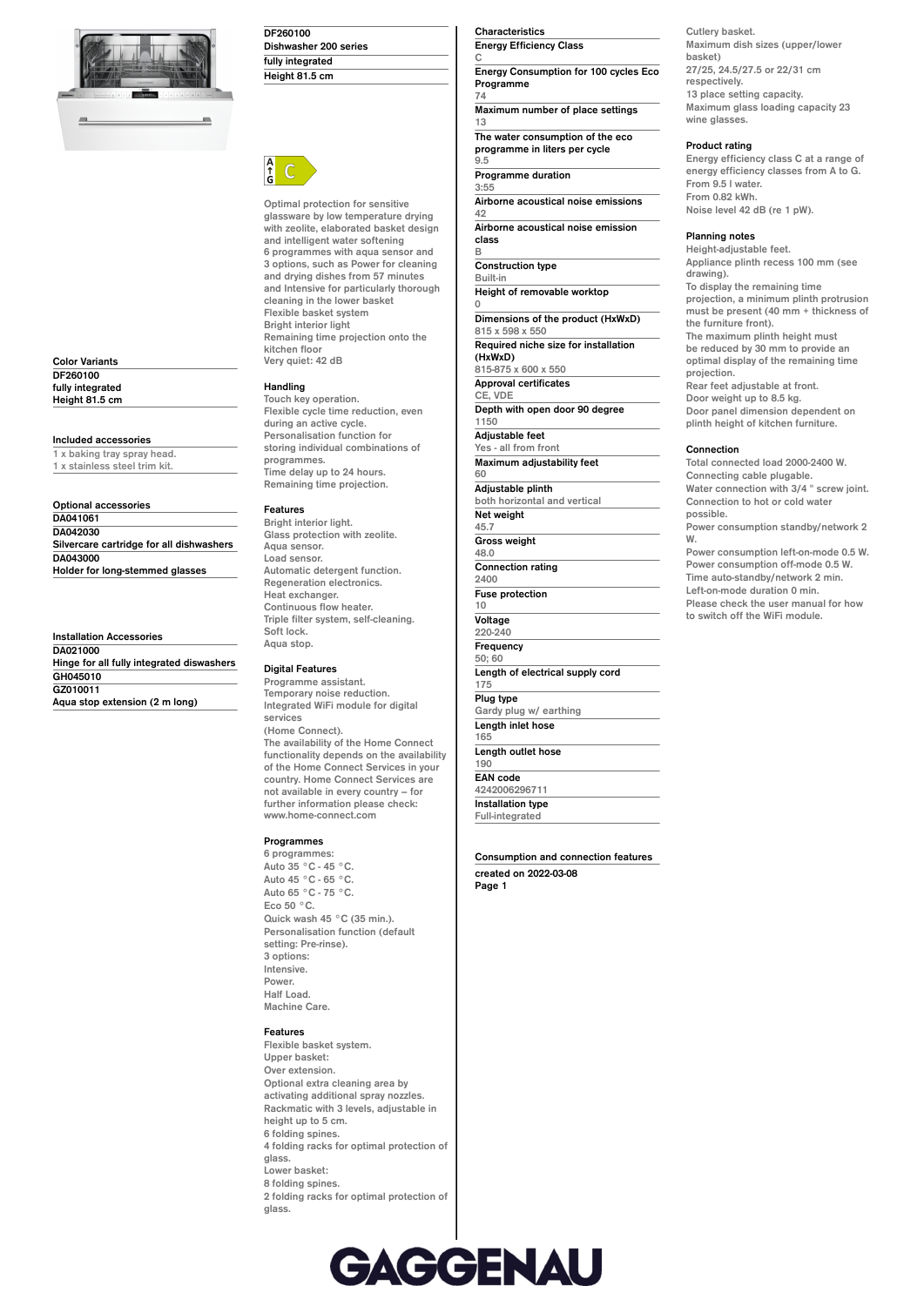# DF260100

**Dishwasher 200 series**

**fully integrated**

**Height 81.5 cm**

A ↑ G C

Optimal protection for sensitive glassware by low temperature drying with zeolite, elaborated basket design and intelligent water softening
6 programmes with aqua sensor and 3 options, such as Power for cleaning and drying dishes from 57 minutes and Intensive for particularly thorough cleaning in the lower basket
Flexible basket system
Bright interior light
Remaining time projection onto the kitchen floor
Very quiet: 42 dB

## Color Variants

**DF260100**
**fully integrated**
**Height 81.5 cm**

## Included accessories

1 x baking tray spray head.
1 x stainless steel trim kit.

## Optional accessories

**DA041061**
**DA042030**
**Silvercare cartridge for all dishwashers**
**DA043000**
**Holder for long-stemmed glasses**

## Installation Accessories

**DA021000**
**Hinge for all fully integrated diswashers**
**GH045010**
**GZ010011**
**Aqua stop extension (2 m long)**

## Handling

Touch key operation.
Flexible cycle time reduction, even during an active cycle.
Personalisation function for storing individual combinations of programmes.
Time delay up to 24 hours.
Remaining time projection.

## Features

Bright interior light.
Glass protection with zeolite.
Aqua sensor.
Load sensor.
Automatic detergent function.
Regeneration electronics.
Heat exchanger.
Continuous flow heater.
Triple filter system, self-cleaning.
Soft lock.
Aqua stop.

## Digital Features

Programme assistant.
Temporary noise reduction.
Integrated WiFi module for digital services
(Home Connect).
The availability of the Home Connect functionality depends on the availability of the Home Connect Services in your country. Home Connect Services are not available in every country – for further information please check: www.home-connect.com

## Programmes

6 programmes:
Auto 35 °C - 45 °C.
Auto 45 °C - 65 °C.
Auto 65 °C - 75 °C.
Eco 50 °C.
Quick wash 45 °C (35 min.).
Personalisation function (default setting: Pre-rinse).
3 options:
Intensive.
Power.
Half Load.
Machine Care.

## Features

Flexible basket system.
Upper basket:
Over extension.
Optional extra cleaning area by activating additional spray nozzles.
Rackmatic with 3 levels, adjustable in height up to 5 cm.
6 folding spines.
4 folding racks for optimal protection of glass.
Lower basket:
8 folding spines.
2 folding racks for optimal protection of glass.

## Characteristics

| Characteristic | Value |
|---|---|
| Energy Efficiency Class | C |
| Energy Consumption for 100 cycles Eco Programme | 74 |
| Maximum number of place settings | 13 |
| The water consumption of the eco programme in liters per cycle | 9.5 |
| Programme duration | 3:55 |
| Airborne acoustical noise emissions | 42 |
| Airborne acoustical noise emission class | B |
| Construction type | Built-in |
| Height of removable worktop | 0 |
| Dimensions of the product (HxWxD) | 815 x 598 x 550 |
| Required niche size for installation (HxWxD) | 815-875 x 600 x 550 |
| Approval certificates | CE, VDE |
| Depth with open door 90 degree | 1150 |
| Adjustable feet | Yes - all from front |
| Maximum adjustability feet | 60 |
| Adjustable plinth | both horizontal and vertical |
| Net weight | 45.7 |
| Gross weight | 48.0 |
| Connection rating | 2400 |
| Fuse protection | 10 |
| Voltage | 220-240 |
| Frequency | 50; 60 |
| Length of electrical supply cord | 175 |
| Plug type | Gardy plug w/ earthing |
| Length inlet hose | 165 |
| Length outlet hose | 190 |
| EAN code | 4242006296711 |
| Installation type | Full-integrated |

**Consumption and connection features**

**created on 2022-03-08**

Cutlery basket.
Maximum dish sizes (upper/lower basket)
27/25, 24.5/27.5 or 22/31 cm respectively.
13 place setting capacity.
Maximum glass loading capacity 23 wine glasses.

## Product rating

Energy efficiency class C at a range of energy efficiency classes from A to G.
From 9.5 l water.
From 0.82 kWh.
Noise level 42 dB (re 1 pW).

## Planning notes

Height-adjustable feet.
Appliance plinth recess 100 mm (see drawing).
To display the remaining time projection, a minimum plinth protrusion must be present (40 mm + thickness of the furniture front).
The maximum plinth height must be reduced by 30 mm to provide an optimal display of the remaining time projection.
Rear feet adjustable at front.
Door weight up to 8.5 kg.
Door panel dimension dependent on plinth height of kitchen furniture.

## Connection

Total connected load 2000-2400 W.
Connecting cable plugable.
Water connection with 3/4 " screw joint.
Connection to hot or cold water possible.
Power consumption standby/network 2 W.
Power consumption left-on-mode 0.5 W.
Power consumption off-mode 0.5 W.
Time auto-standby/network 2 min.
Left-on-mode duration 0 min.
Please check the user manual for how to switch off the WiFi module.

GAGGENAU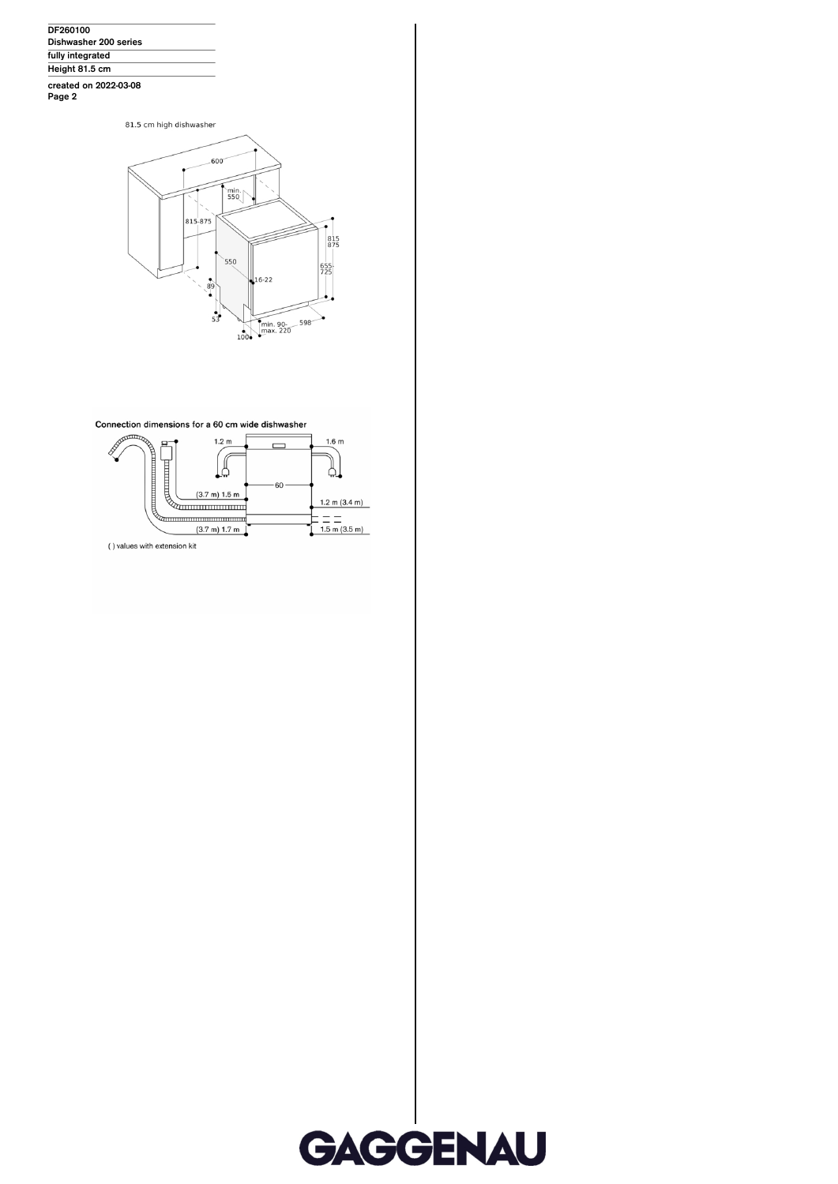DF260100
Dishwasher 200 series
fully integrated
Height 81.5 cm

created on 2022-03-08

81.5 cm high dishwasher

600
min. 550
815-875
550
89
53
16-22
815
875
655-
725
min. 90-
max. 220
598
100

Connection dimensions for a 60 cm wide dishwasher

1.2 m
1.6 m
60
(3.7 m) 1.5 m
1.2 m (3.4 m)
(3.7 m) 1.7 m
1.5 m (3.5 m)

( ) values with extension kit